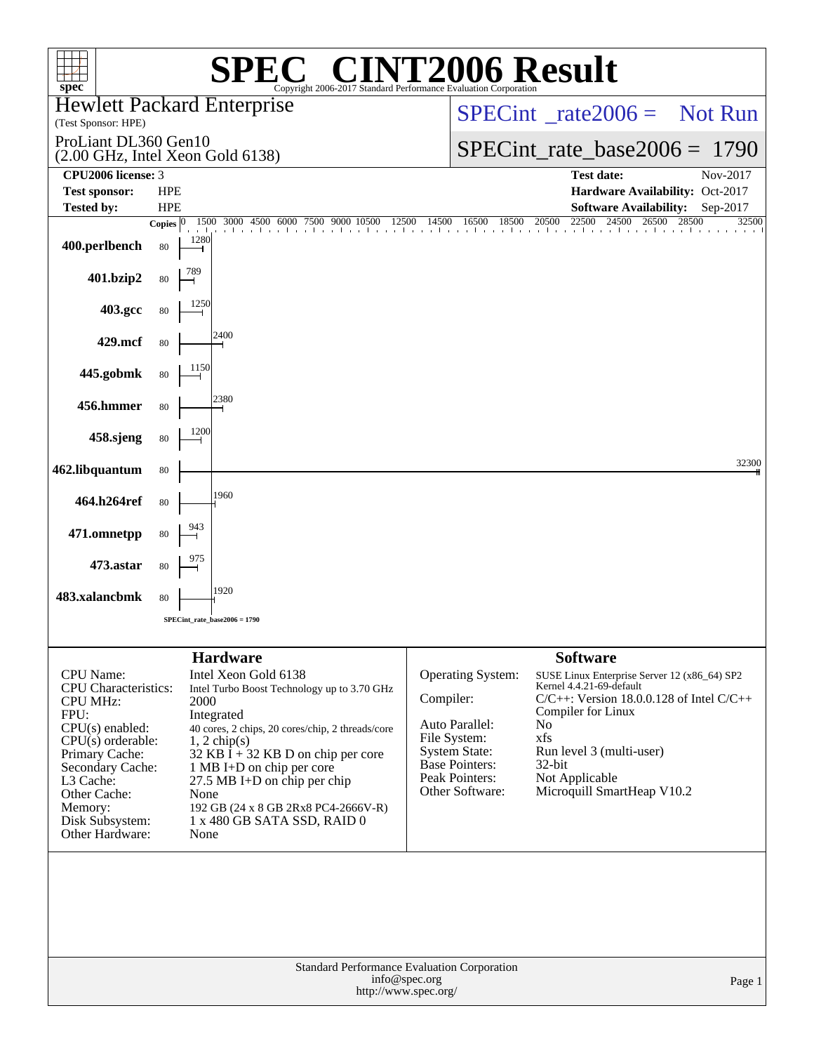# SPEC CINT2006 Result

Copyright 2006-2017 Standard Performance Evaluation Corporation

**Hewlett Packard Enterprise**
(Test Sponsor: HPE)

ProLiant DL360 Gen10
(2.00 GHz, Intel Xeon Gold 6138)

SPECint_rate2006 = Not Run

SPECint_rate_base2006 = 1790

| | | | |
|---|---|---|---|
| **CPU2006 license:** | 3 | **Test date:** | Nov-2017 |
| **Test sponsor:** | HPE | **Hardware Availability:** | Oct-2017 |
| **Tested by:** | HPE | **Software Availability:** | Sep-2017 |

| Benchmark | Copies | Base Ratio |
|---|---|---|
| 400.perlbench | 80 | 1280 |
| 401.bzip2 | 80 | 789 |
| 403.gcc | 80 | 1250 |
| 429.mcf | 80 | 2400 |
| 445.gobmk | 80 | 1150 |
| 456.hmmer | 80 | 2380 |
| 458.sjeng | 80 | 1200 |
| 462.libquantum | 80 | 32300 |
| 464.h264ref | 80 | 1960 |
| 471.omnetpp | 80 | 943 |
| 473.astar | 80 | 975 |
| 483.xalancbmk | 80 | 1920 |

SPECint_rate_base2006 = 1790

## Hardware

| | |
|---|---|
| CPU Name: | Intel Xeon Gold 6138 |
| CPU Characteristics: | Intel Turbo Boost Technology up to 3.70 GHz |
| CPU MHz: | 2000 |
| FPU: | Integrated |
| CPU(s) enabled: | 40 cores, 2 chips, 20 cores/chip, 2 threads/core |
| CPU(s) orderable: | 1, 2 chip(s) |
| Primary Cache: | 32 KB I + 32 KB D on chip per core |
| Secondary Cache: | 1 MB I+D on chip per core |
| L3 Cache: | 27.5 MB I+D on chip per chip |
| Other Cache: | None |
| Memory: | 192 GB (24 x 8 GB 2Rx8 PC4-2666V-R) |
| Disk Subsystem: | 1 x 480 GB SATA SSD, RAID 0 |
| Other Hardware: | None |

## Software

| | |
|---|---|
| Operating System: | SUSE Linux Enterprise Server 12 (x86_64) SP2 Kernel 4.4.21-69-default |
| Compiler: | C/C++: Version 18.0.0.128 of Intel C/C++ Compiler for Linux |
| Auto Parallel: | No |
| File System: | xfs |
| System State: | Run level 3 (multi-user) |
| Base Pointers: | 32-bit |
| Peak Pointers: | Not Applicable |
| Other Software: | Microquill SmartHeap V10.2 |

Standard Performance Evaluation Corporation
info@spec.org
http://www.spec.org/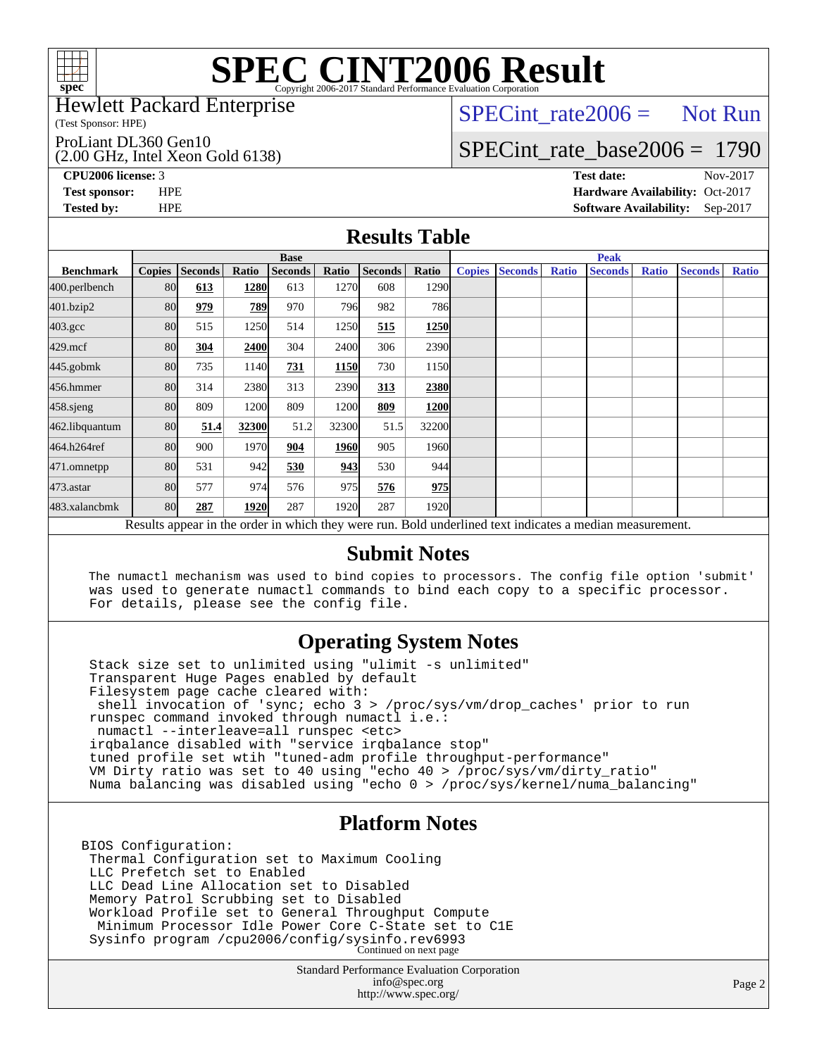# SPEC CINT2006 Result

Copyright 2006-2017 Standard Performance Evaluation Corporation

Hewlett Packard Enterprise
(Test Sponsor: HPE)

ProLiant DL360 Gen10
(2.00 GHz, Intel Xeon Gold 6138)

SPECint_rate2006 = Not Run

SPECint_rate_base2006 = 1790

**CPU2006 license:** 3 | **Test date:** Nov-2017
**Test sponsor:** HPE | **Hardware Availability:** Oct-2017
**Tested by:** HPE | **Software Availability:** Sep-2017

## Results Table

| | Base | | | | | | | Peak | | | | | | |
|---|---|---|---|---|---|---|---|---|---|---|---|---|---|---|
| **Benchmark** | **Copies** | **Seconds** | **Ratio** | **Seconds** | **Ratio** | **Seconds** | **Ratio** | **Copies** | **Seconds** | **Ratio** | **Seconds** | **Ratio** | **Seconds** | **Ratio** |
| 400.perlbench | 80 | **613** | **1280** | 613 | 1270 | 608 | 1290 | | | | | | | |
| 401.bzip2 | 80 | **979** | **789** | 970 | 796 | 982 | 786 | | | | | | | |
| 403.gcc | 80 | 515 | 1250 | 514 | 1250 | **515** | **1250** | | | | | | | |
| 429.mcf | 80 | **304** | **2400** | 304 | 2400 | 306 | 2390 | | | | | | | |
| 445.gobmk | 80 | 735 | 1140 | **731** | **1150** | 730 | 1150 | | | | | | | |
| 456.hmmer | 80 | 314 | 2380 | 313 | 2390 | **313** | **2380** | | | | | | | |
| 458.sjeng | 80 | 809 | 1200 | 809 | 1200 | **809** | **1200** | | | | | | | |
| 462.libquantum | 80 | **51.4** | **32300** | 51.2 | 32300 | 51.5 | 32200 | | | | | | | |
| 464.h264ref | 80 | 900 | 1970 | **904** | **1960** | 905 | 1960 | | | | | | | |
| 471.omnetpp | 80 | 531 | 942 | **530** | **943** | 530 | 944 | | | | | | | |
| 473.astar | 80 | 577 | 974 | 576 | 975 | **576** | **975** | | | | | | | |
| 483.xalancbmk | 80 | **287** | **1920** | 287 | 1920 | 287 | 1920 | | | | | | | |

Results appear in the order in which they were run. Bold underlined text indicates a median measurement.

## Submit Notes

```
The numactl mechanism was used to bind copies to processors. The config file option 'submit'
was used to generate numactl commands to bind each copy to a specific processor.
For details, please see the config file.
```

## Operating System Notes

```
Stack size set to unlimited using "ulimit -s unlimited"
Transparent Huge Pages enabled by default
Filesystem page cache cleared with:
 shell invocation of 'sync; echo 3 > /proc/sys/vm/drop_caches' prior to run
runspec command invoked through numactl i.e.:
 numactl --interleave=all runspec <etc>
irqbalance disabled with "service irqbalance stop"
tuned profile set wtih "tuned-adm profile throughput-performance"
VM Dirty ratio was set to 40 using "echo 40 > /proc/sys/vm/dirty_ratio"
Numa balancing was disabled using "echo 0 > /proc/sys/kernel/numa_balancing"
```

## Platform Notes

```
BIOS Configuration:
 Thermal Configuration set to Maximum Cooling
 LLC Prefetch set to Enabled
 LLC Dead Line Allocation set to Disabled
 Memory Patrol Scrubbing set to Disabled
 Workload Profile set to General Throughput Compute
  Minimum Processor Idle Power Core C-State set to C1E
 Sysinfo program /cpu2006/config/sysinfo.rev6993
```

Continued on next page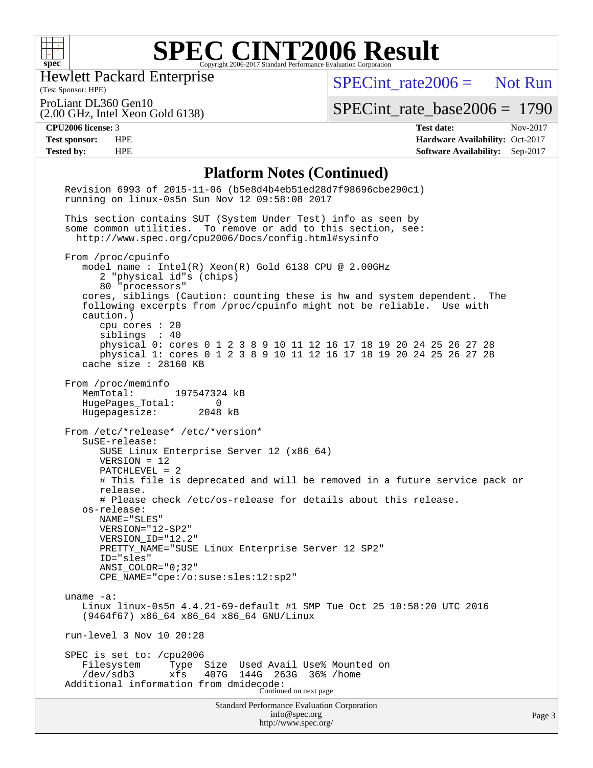# SPEC CINT2006 Result

Copyright 2006-2017 Standard Performance Evaluation Corporation

Hewlett Packard Enterprise
(Test Sponsor: HPE)

ProLiant DL360 Gen10
(2.00 GHz, Intel Xeon Gold 6138)

SPECint_rate2006 = Not Run

SPECint_rate_base2006 = 1790

| | | | |
|---|---|---|---|
| **CPU2006 license:** | 3 | **Test date:** | Nov-2017 |
| **Test sponsor:** | HPE | **Hardware Availability:** | Oct-2017 |
| **Tested by:** | HPE | **Software Availability:** | Sep-2017 |

## Platform Notes (Continued)

```
Revision 6993 of 2015-11-06 (b5e8d4b4eb51ed28d7f98696cbe290c1)
running on linux-0s5n Sun Nov 12 09:58:08 2017

This section contains SUT (System Under Test) info as seen by
some common utilities.  To remove or add to this section, see:
  http://www.spec.org/cpu2006/Docs/config.html#sysinfo

From /proc/cpuinfo
   model name : Intel(R) Xeon(R) Gold 6138 CPU @ 2.00GHz
      2 "physical id"s (chips)
      80 "processors"
   cores, siblings (Caution: counting these is hw and system dependent.  The
   following excerpts from /proc/cpuinfo might not be reliable.  Use with
   caution.)
      cpu cores : 20
      siblings  : 40
      physical 0: cores 0 1 2 3 8 9 10 11 12 16 17 18 19 20 24 25 26 27 28
      physical 1: cores 0 1 2 3 8 9 10 11 12 16 17 18 19 20 24 25 26 27 28
   cache size : 28160 KB

From /proc/meminfo
   MemTotal:       197547324 kB
   HugePages_Total:       0
   Hugepagesize:       2048 kB

From /etc/*release* /etc/*version*
   SuSE-release:
      SUSE Linux Enterprise Server 12 (x86_64)
      VERSION = 12
      PATCHLEVEL = 2
      # This file is deprecated and will be removed in a future service pack or
      release.
      # Please check /etc/os-release for details about this release.
   os-release:
      NAME="SLES"
      VERSION="12-SP2"
      VERSION_ID="12.2"
      PRETTY_NAME="SUSE Linux Enterprise Server 12 SP2"
      ID="sles"
      ANSI_COLOR="0;32"
      CPE_NAME="cpe:/o:suse:sles:12:sp2"

uname -a:
   Linux linux-0s5n 4.4.21-69-default #1 SMP Tue Oct 25 10:58:20 UTC 2016
   (9464f67) x86_64 x86_64 x86_64 GNU/Linux

run-level 3 Nov 10 20:28

SPEC is set to: /cpu2006
   Filesystem     Type  Size  Used Avail Use% Mounted on
   /dev/sdb3      xfs   407G  144G  263G  36% /home
Additional information from dmidecode:
```

Continued on next page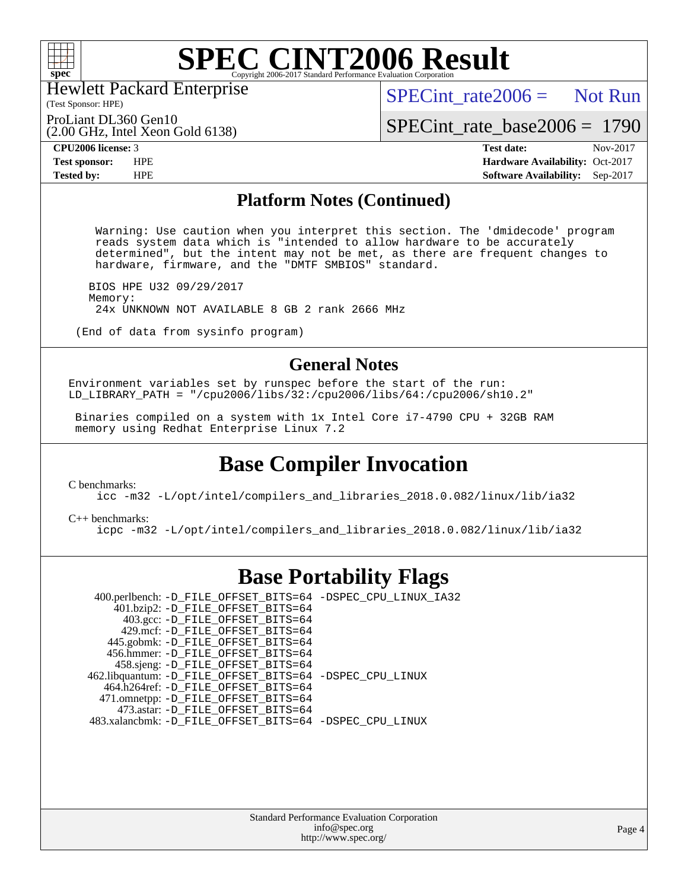# SPEC CINT2006 Result

Hewlett Packard Enterprise
(Test Sponsor: HPE)

ProLiant DL360 Gen10
(2.00 GHz, Intel Xeon Gold 6138)

SPECint_rate2006 = Not Run

SPECint_rate_base2006 = 1790

| | | | |
|---|---|---|---|
| **CPU2006 license:** 3 | | **Test date:** | Nov-2017 |
| **Test sponsor:** | HPE | **Hardware Availability:** | Oct-2017 |
| **Tested by:** | HPE | **Software Availability:** | Sep-2017 |

## Platform Notes (Continued)

```
  Warning: Use caution when you interpret this section. The 'dmidecode' program
  reads system data which is "intended to allow hardware to be accurately
  determined", but the intent may not be met, as there are frequent changes to
  hardware, firmware, and the "DMTF SMBIOS" standard.

 BIOS HPE U32 09/29/2017
 Memory:
  24x UNKNOWN NOT AVAILABLE 8 GB 2 rank 2666 MHz

(End of data from sysinfo program)
```

## General Notes

```
Environment variables set by runspec before the start of the run:
LD_LIBRARY_PATH = "/cpu2006/libs/32:/cpu2006/libs/64:/cpu2006/sh10.2"

 Binaries compiled on a system with 1x Intel Core i7-4790 CPU + 32GB RAM
 memory using Redhat Enterprise Linux 7.2
```

## Base Compiler Invocation

C benchmarks:
```
icc -m32 -L/opt/intel/compilers_and_libraries_2018.0.082/linux/lib/ia32
```

C++ benchmarks:
```
icpc -m32 -L/opt/intel/compilers_and_libraries_2018.0.082/linux/lib/ia32
```

## Base Portability Flags

```
   400.perlbench: -D_FILE_OFFSET_BITS=64 -DSPEC_CPU_LINUX_IA32
       401.bzip2: -D_FILE_OFFSET_BITS=64
         403.gcc: -D_FILE_OFFSET_BITS=64
         429.mcf: -D_FILE_OFFSET_BITS=64
       445.gobmk: -D_FILE_OFFSET_BITS=64
       456.hmmer: -D_FILE_OFFSET_BITS=64
       458.sjeng: -D_FILE_OFFSET_BITS=64
  462.libquantum: -D_FILE_OFFSET_BITS=64 -DSPEC_CPU_LINUX
     464.h264ref: -D_FILE_OFFSET_BITS=64
     471.omnetpp: -D_FILE_OFFSET_BITS=64
       473.astar: -D_FILE_OFFSET_BITS=64
   483.xalancbmk: -D_FILE_OFFSET_BITS=64 -DSPEC_CPU_LINUX
```

Standard Performance Evaluation Corporation
info@spec.org
http://www.spec.org/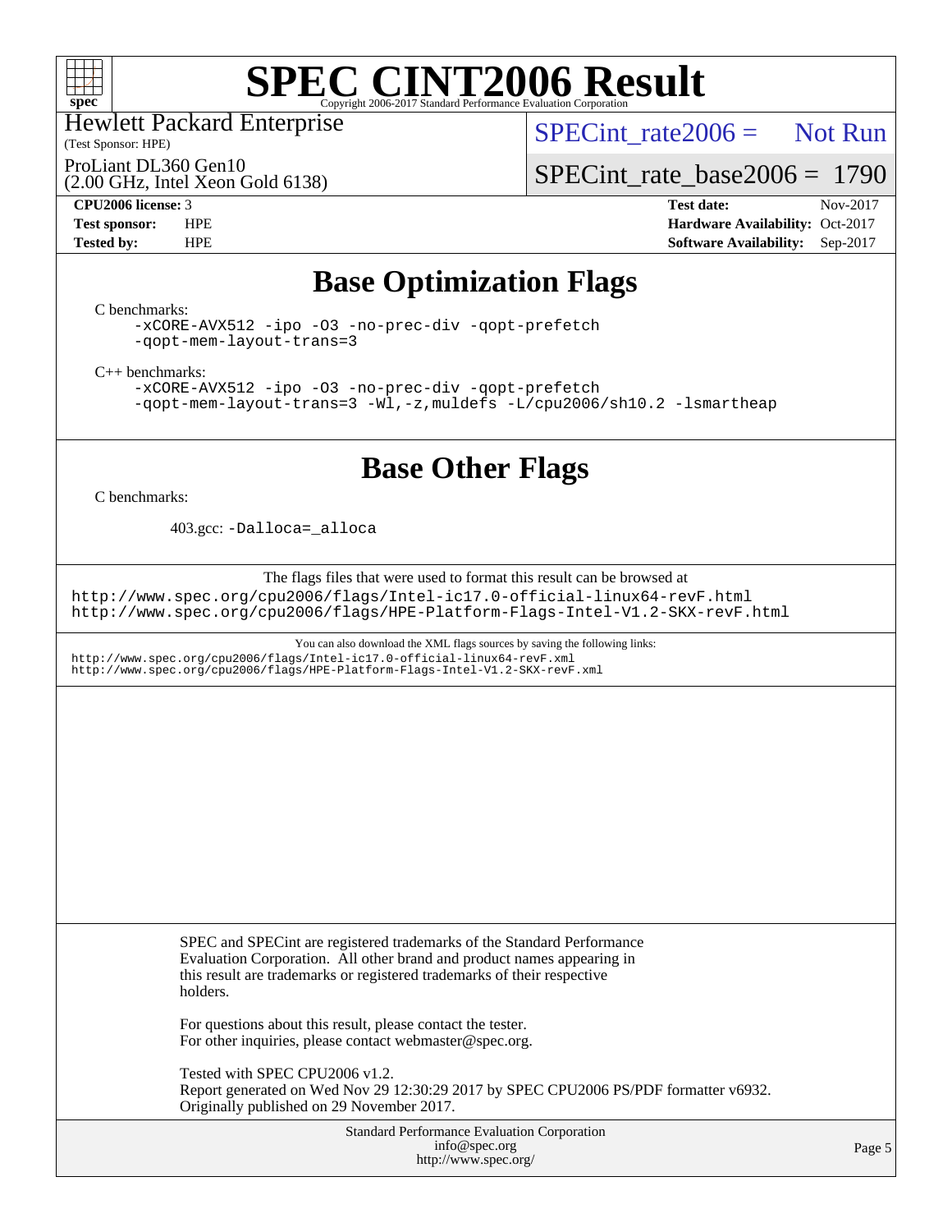# Base Optimization Flags

C benchmarks:

```
-xCORE-AVX512 -ipo -O3 -no-prec-div -qopt-prefetch
-qopt-mem-layout-trans=3
```

C++ benchmarks:

```
-xCORE-AVX512 -ipo -O3 -no-prec-div -qopt-prefetch
-qopt-mem-layout-trans=3 -Wl,-z,muldefs -L/cpu2006/sh10.2 -lsmartheap
```

# Base Other Flags

C benchmarks:

403.gcc: `-Dalloca=_alloca`

The flags files that were used to format this result can be browsed at
http://www.spec.org/cpu2006/flags/Intel-ic17.0-official-linux64-revF.html
http://www.spec.org/cpu2006/flags/HPE-Platform-Flags-Intel-V1.2-SKX-revF.html

You can also download the XML flags sources by saving the following links:
http://www.spec.org/cpu2006/flags/Intel-ic17.0-official-linux64-revF.xml
http://www.spec.org/cpu2006/flags/HPE-Platform-Flags-Intel-V1.2-SKX-revF.xml

SPEC and SPECint are registered trademarks of the Standard Performance Evaluation Corporation. All other brand and product names appearing in this result are trademarks or registered trademarks of their respective holders.

For questions about this result, please contact the tester.
For other inquiries, please contact webmaster@spec.org.

Tested with SPEC CPU2006 v1.2.
Report generated on Wed Nov 29 12:30:29 2017 by SPEC CPU2006 PS/PDF formatter v6932.
Originally published on 29 November 2017.